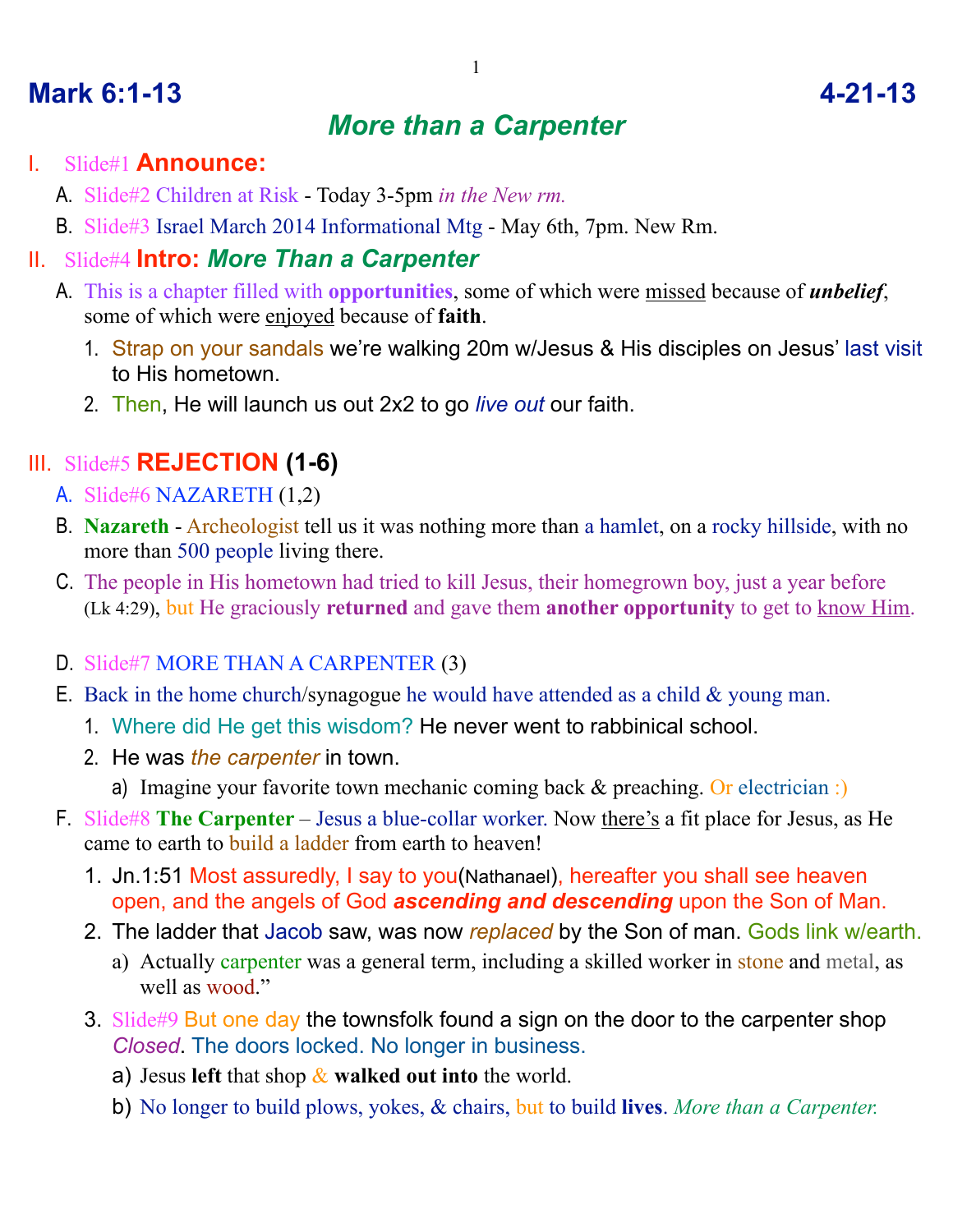# Mark 6:1-13 4-21-13

## *More than a Carpenter*

I. Slide#1 **Announce:**

- A. Slide#2 Children at Risk - Today 3-5pm *in the New rm.*
- B. Slide#3 Israel March 2014 Informational Mtg - May 6th, 7pm. New Rm.

II. Slide#4 **Intro:** ***More Than a Carpenter***

- A. This is a chapter filled with **opportunities**, some of which were missed because of ***unbelief***, some of which were enjoyed because of **faith**.
  1. Strap on your sandals we're walking 20m w/Jesus & His disciples on Jesus' last visit to His hometown.
  2. Then, He will launch us out 2x2 to go *live out* our faith.

III. Slide#5 **REJECTION (1-6)**

- A. Slide#6 NAZARETH (1,2)
- B. **Nazareth** - Archeologist tell us it was nothing more than a hamlet, on a rocky hillside, with no more than 500 people living there.
- C. The people in His hometown had tried to kill Jesus, their homegrown boy, just a year before (Lk 4:29), but He graciously **returned** and gave them **another opportunity** to get to know Him.
- D. Slide#7 MORE THAN A CARPENTER (3)
- E. Back in the home church/synagogue he would have attended as a child & young man.
  1. Where did He get this wisdom? He never went to rabbinical school.
  2. He was *the carpenter* in town.
     - a) Imagine your favorite town mechanic coming back & preaching. Or electrician :)
- F. Slide#8 **The Carpenter** – Jesus a blue-collar worker. Now there's a fit place for Jesus, as He came to earth to build a ladder from earth to heaven!
  1. Jn.1:51 Most assuredly, I say to you(Nathanael), hereafter you shall see heaven open, and the angels of God ***ascending and descending*** upon the Son of Man.
  2. The ladder that Jacob saw, was now *replaced* by the Son of man. Gods link w/earth.
     - a) Actually carpenter was a general term, including a skilled worker in stone and metal, as well as wood."
  3. Slide#9 But one day the townsfolk found a sign on the door to the carpenter shop *Closed*. The doors locked. No longer in business.
     - a) Jesus **left** that shop & **walked out into** the world.
     - b) No longer to build plows, yokes, & chairs, but to build **lives**. *More than a Carpenter.*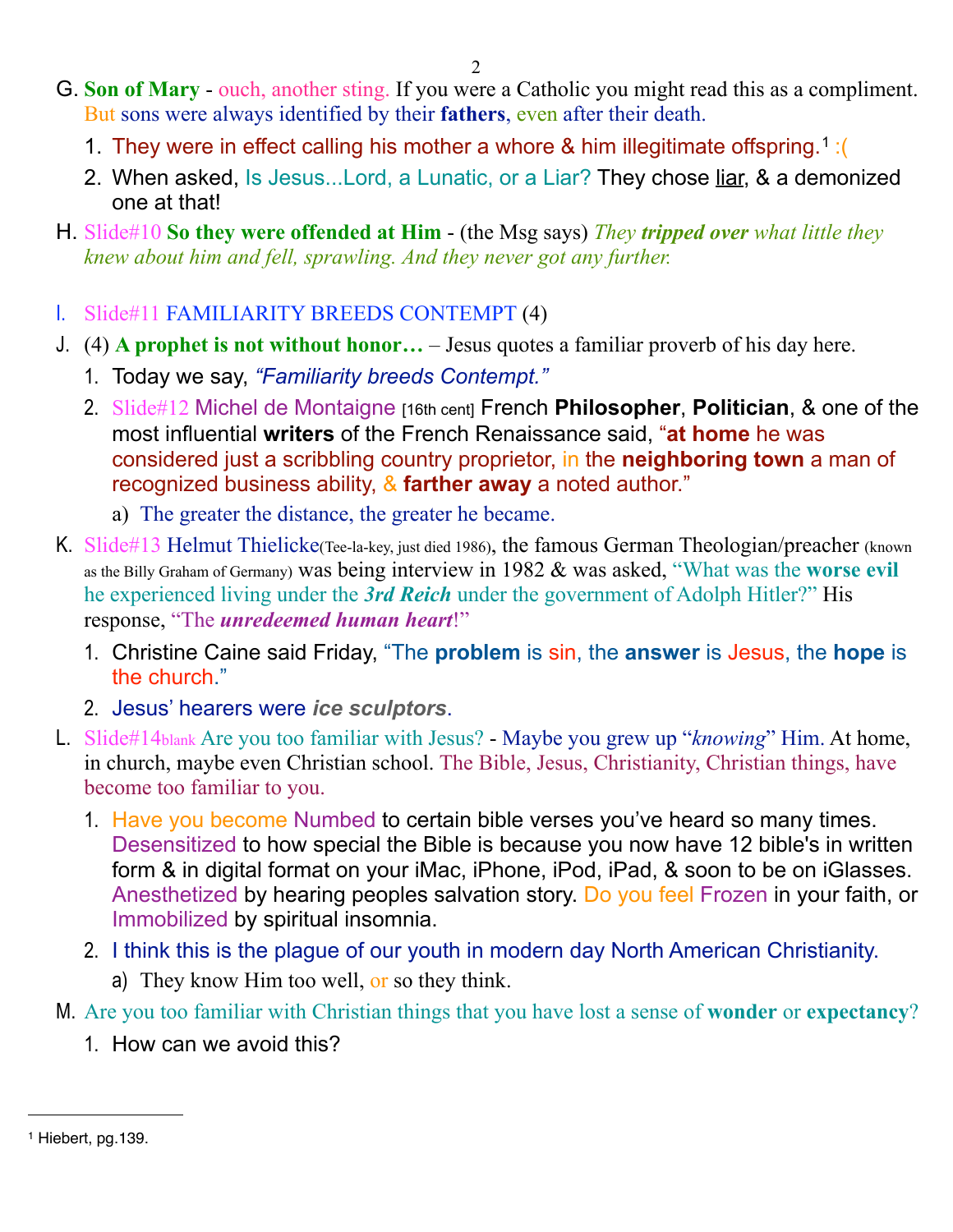G. **Son of Mary** - ouch, another sting. If you were a Catholic you might read this as a compliment. But sons were always identified by their **fathers**, even after their death.

   1. They were in effect calling his mother a whore & him illegitimate offspring.[1] :(
   2. When asked, Is Jesus...Lord, a Lunatic, or a Liar? They chose liar, & a demonized one at that!

H. Slide#10 **So they were offended at Him** - (the Msg says) *They **tripped over** what little they knew about him and fell, sprawling. And they never got any further.*

I. Slide#11 FAMILIARITY BREEDS CONTEMPT (4)

J. (4) **A prophet is not without honor…** – Jesus quotes a familiar proverb of his day here.

   1. Today we say, *"Familiarity breeds Contempt."*
   2. Slide#12 Michel de Montaigne [16th cent] French **Philosopher**, **Politician**, & one of the most influential **writers** of the French Renaissance said, "**at home** he was considered just a scribbling country proprietor, in the **neighboring town** a man of recognized business ability, & **farther away** a noted author."
      a) The greater the distance, the greater he became.

K. Slide#13 Helmut Thielicke(Tee-la-key, just died 1986), the famous German Theologian/preacher (known as the Billy Graham of Germany) was being interview in 1982 & was asked, "What was the **worse evil** he experienced living under the ***3rd Reich*** under the government of Adolph Hitler?" His response, "The ***unredeemed human heart***!"

   1. Christine Caine said Friday, "The **problem** is sin, the **answer** is Jesus, the **hope** is the church."
   2. Jesus' hearers were ***ice sculptors***.

L. Slide#14blank Are you too familiar with Jesus? - Maybe you grew up "*knowing*" Him. At home, in church, maybe even Christian school. The Bible, Jesus, Christianity, Christian things, have become too familiar to you.

   1. Have you become Numbed to certain bible verses you've heard so many times. Desensitized to how special the Bible is because you now have 12 bible's in written form & in digital format on your iMac, iPhone, iPod, iPad, & soon to be on iGlasses. Anesthetized by hearing peoples salvation story. Do you feel Frozen in your faith, or Immobilized by spiritual insomnia.
   2. I think this is the plague of our youth in modern day North American Christianity.
      a) They know Him too well, or so they think.

M. Are you too familiar with Christian things that you have lost a sense of **wonder** or **expectancy**?

   1. How can we avoid this?

---

[1] Hiebert, pg.139.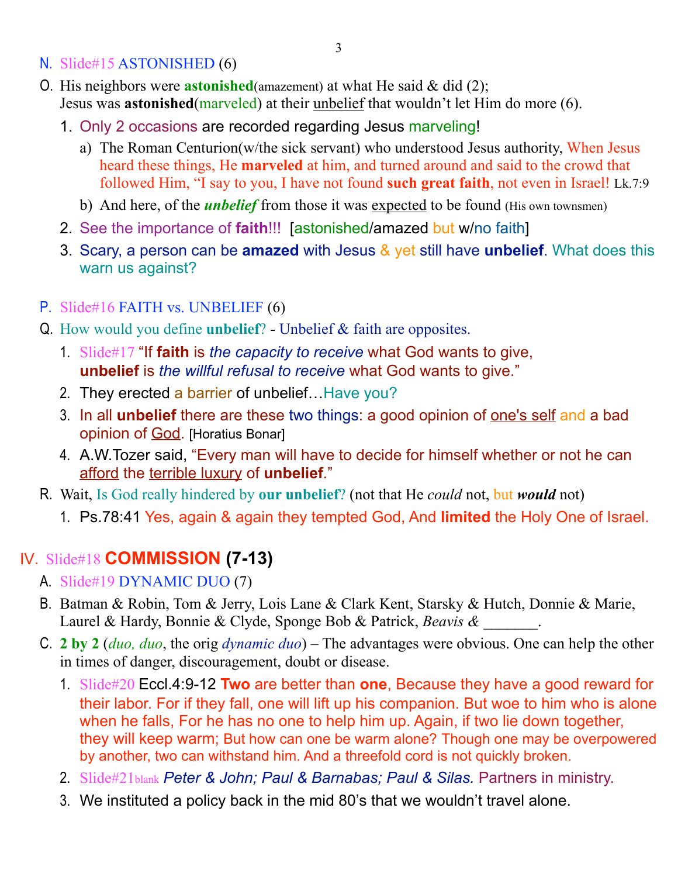N. Slide#15 ASTONISHED (6)

O. His neighbors were **astonished**(amazement) at what He said & did (2);
Jesus was **astonished**(marveled) at their unbelief that wouldn't let Him do more (6).

1. Only 2 occasions are recorded regarding Jesus marveling!
   a) The Roman Centurion(w/the sick servant) who understood Jesus authority, When Jesus heard these things, He **marveled** at him, and turned around and said to the crowd that followed Him, "I say to you, I have not found **such great faith**, not even in Israel! Lk.7:9
   b) And here, of the ***unbelief*** from those it was expected to be found (His own townsmen)
2. See the importance of **faith**!!! [astonished/amazed but w/no faith]
3. Scary, a person can be **amazed** with Jesus & yet still have **unbelief**. What does this warn us against?

P. Slide#16 FAITH vs. UNBELIEF (6)

Q. How would you define **unbelief**? - Unbelief & faith are opposites.

1. Slide#17 "If **faith** is *the capacity to receive* what God wants to give,
   **unbelief** is *the willful refusal to receive* what God wants to give."
2. They erected a barrier of unbelief…Have you?
3. In all **unbelief** there are these two things: a good opinion of one's self and a bad opinion of God. [Horatius Bonar]
4. A.W.Tozer said, "Every man will have to decide for himself whether or not he can afford the terrible luxury of **unbelief**."

R. Wait, Is God really hindered by **our unbelief**? (not that He *could* not, but ***would*** not)

1. Ps.78:41 Yes, again & again they tempted God, And **limited** the Holy One of Israel.

## IV. Slide#18 **COMMISSION (7-13)**

A. Slide#19 DYNAMIC DUO (7)

B. Batman & Robin, Tom & Jerry, Lois Lane & Clark Kent, Starsky & Hutch, Donnie & Marie, Laurel & Hardy, Bonnie & Clyde, Sponge Bob & Patrick, *Beavis &* _______.

C. **2 by 2** (*duo, duo*, the orig *dynamic duo*) – The advantages were obvious. One can help the other in times of danger, discouragement, doubt or disease.

1. Slide#20 Eccl.4:9-12 **Two** are better than **one**, Because they have a good reward for their labor. For if they fall, one will lift up his companion. But woe to him who is alone when he falls, For he has no one to help him up. Again, if two lie down together, they will keep warm; But how can one be warm alone? Though one may be overpowered by another, two can withstand him. And a threefold cord is not quickly broken.
2. Slide#21blank *Peter & John; Paul & Barnabas; Paul & Silas.* Partners in ministry.
3. We instituted a policy back in the mid 80's that we wouldn't travel alone.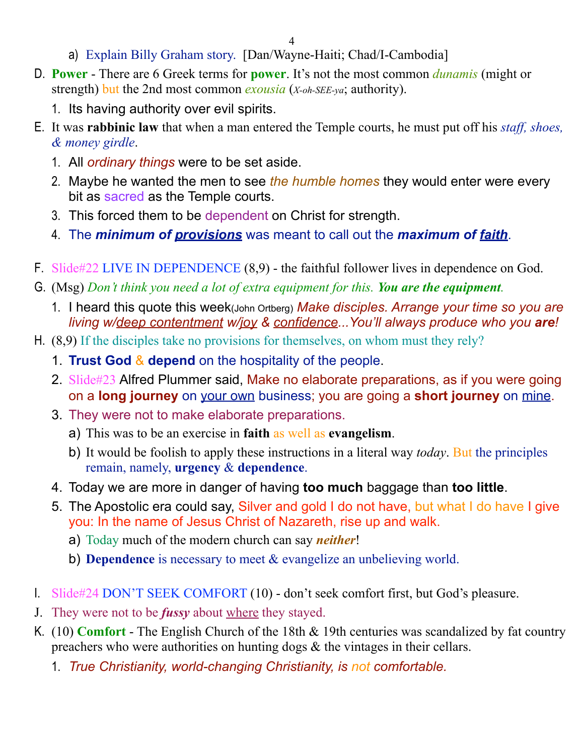a) Explain Billy Graham story. [Dan/Wayne-Haiti; Chad/I-Cambodia]

D. **Power** - There are 6 Greek terms for **power**. It's not the most common *dunamis* (might or strength) but the 2nd most common *exousia* (*X-oh-SEE-ya*; authority).

   1. Its having authority over evil spirits.

E. It was **rabbinic law** that when a man entered the Temple courts, he must put off his *staff, shoes, & money girdle*.

   1. All *ordinary things* were to be set aside.
   2. Maybe he wanted the men to see *the humble homes* they would enter were every bit as sacred as the Temple courts.
   3. This forced them to be dependent on Christ for strength.
   4. The ***minimum of <u>provisions</u>*** was meant to call out the ***maximum of <u>faith</u>***.

F. Slide#22 LIVE IN DEPENDENCE (8,9) - the faithful follower lives in dependence on God.

G. (Msg) *Don't think you need a lot of extra equipment for this.* ***You are the equipment.***

   1. I heard this quote this week(John Ortberg) *Make disciples. Arrange your time so you are living w/<u>deep contentment</u> w/<u>joy</u> & <u>confidence</u>...You'll always produce who you **are**!*

H. (8,9) If the disciples take no provisions for themselves, on whom must they rely?

   1. **Trust God** & **depend** on the hospitality of the people.
   2. Slide#23 Alfred Plummer said, Make no elaborate preparations, as if you were going on a **long journey** on <u>your own</u> business; you are going a **short journey** on <u>mine</u>.
   3. They were not to make elaborate preparations.
      a) This was to be an exercise in **faith** as well as **evangelism**.
      b) It would be foolish to apply these instructions in a literal way *today*. But the principles remain, namely, **urgency** & **dependence**.
   4. Today we are more in danger of having **too much** baggage than **too little**.
   5. The Apostolic era could say, Silver and gold I do not have, but what I do have I give you: In the name of Jesus Christ of Nazareth, rise up and walk.
      a) Today much of the modern church can say ***neither***!
      b) **Dependence** is necessary to meet & evangelize an unbelieving world.

I. Slide#24 DON'T SEEK COMFORT (10) - don't seek comfort first, but God's pleasure.

J. They were not to be ***fussy*** about <u>where</u> they stayed.

K. (10) **Comfort** - The English Church of the 18th & 19th centuries was scandalized by fat country preachers who were authorities on hunting dogs & the vintages in their cellars.

   1. *True Christianity, world-changing Christianity, is not comfortable.*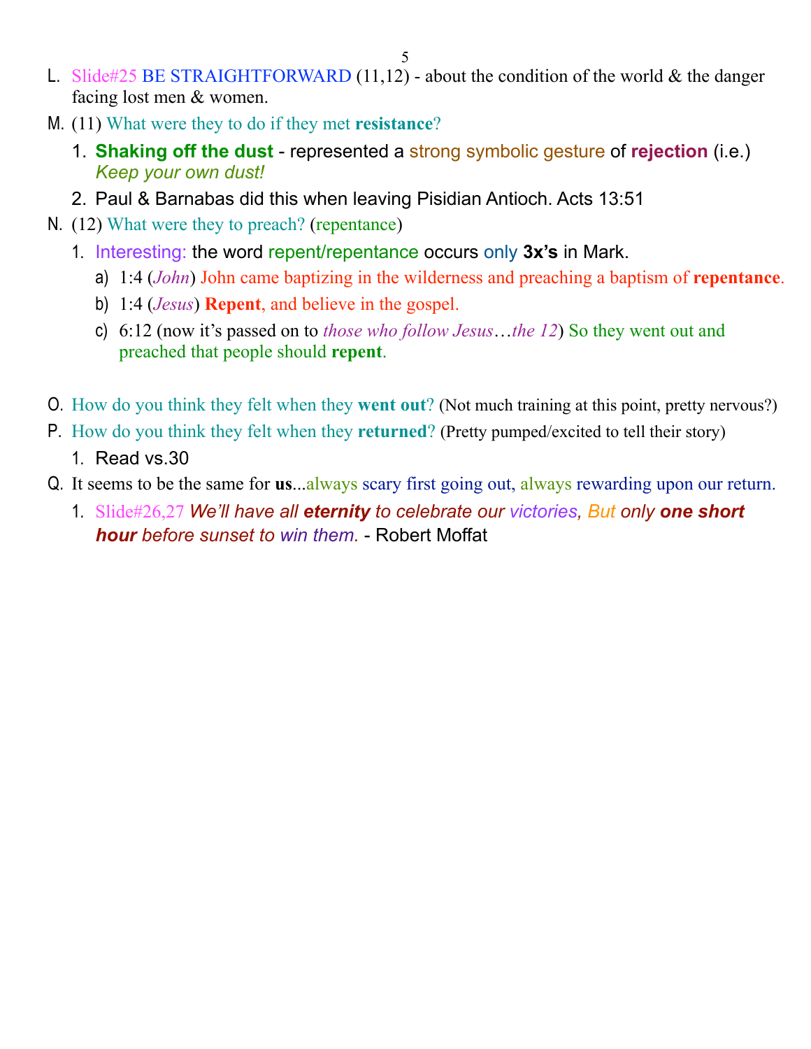L. Slide#25 BE STRAIGHTFORWARD (11,12) - about the condition of the world & the danger facing lost men & women.

M. (11) What were they to do if they met **resistance**?

1. **Shaking off the dust** - represented a strong symbolic gesture of **rejection** (i.e.) *Keep your own dust!*
2. Paul & Barnabas did this when leaving Pisidian Antioch. Acts 13:51

N. (12) What were they to preach? (repentance)

1. Interesting: the word repent/repentance occurs only **3x's** in Mark.
   a) 1:4 (*John*) John came baptizing in the wilderness and preaching a baptism of **repentance**.
   b) 1:4 (*Jesus*) **Repent**, and believe in the gospel.
   c) 6:12 (now it's passed on to *those who follow Jesus*…*the 12*) So they went out and preached that people should **repent**.

O. How do you think they felt when they **went out**? (Not much training at this point, pretty nervous?)

P. How do you think they felt when they **returned**? (Pretty pumped/excited to tell their story)

1. Read vs.30

Q. It seems to be the same for **us**...always scary first going out, always rewarding upon our return.

1. Slide#26,27 *We'll have all **eternity** to celebrate our victories, But only **one short hour** before sunset to win them.* - Robert Moffat